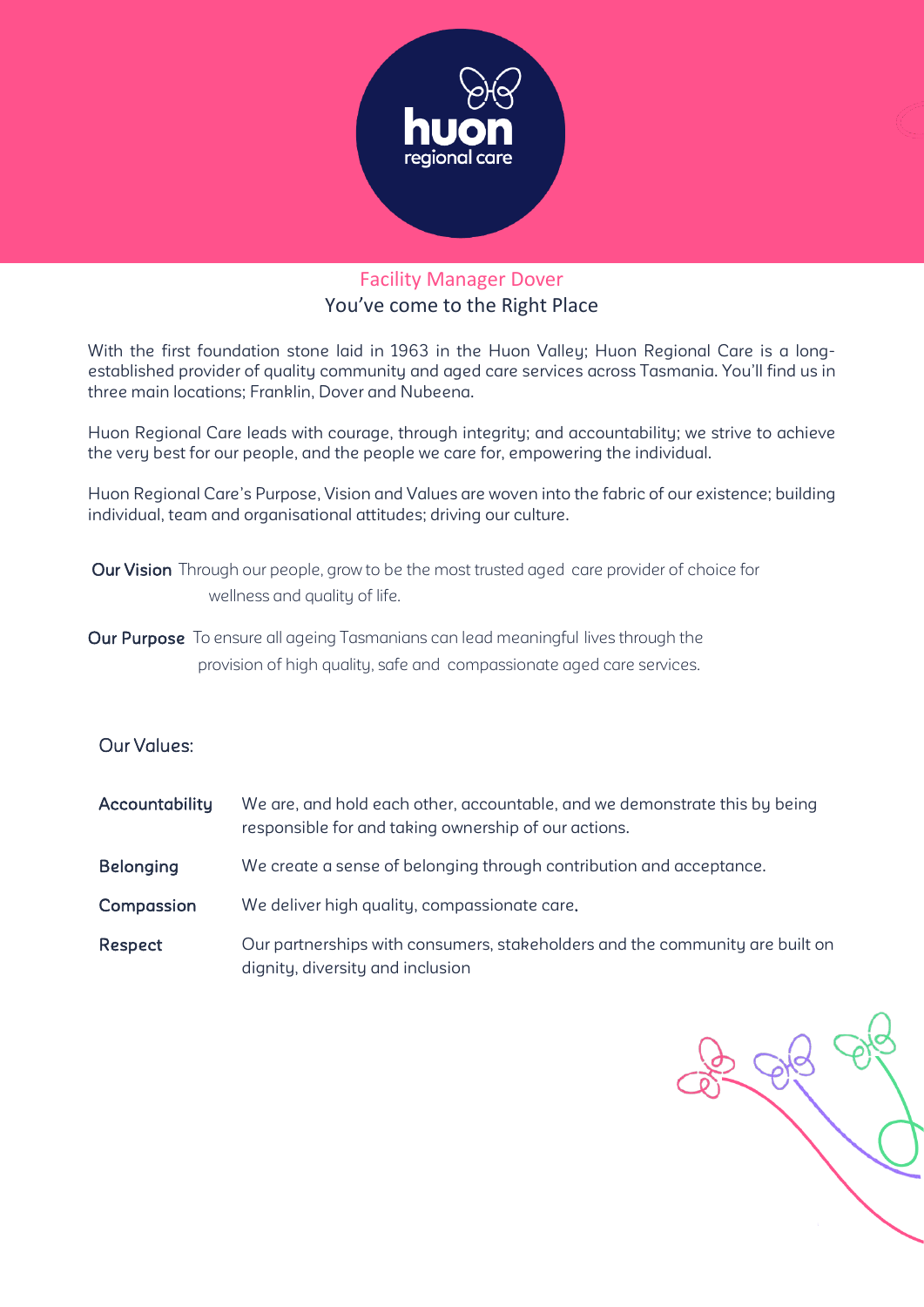# Facility Manager Dover

## You've come to the Right Place

With the first foundation stone laid in 1963 in the Huon Valley; Huon Regional Care is a long-established provider of quality community and aged care services across Tasmania. You'll find us in three main locations; Franklin, Dover and Nubeena.

Huon Regional Care leads with courage, through integrity; and accountability; we strive to achieve the very best for our people, and the people we care for, empowering the individual.

Huon Regional Care's Purpose, Vision and Values are woven into the fabric of our existence; building individual, team and organisational attitudes; driving our culture.

**Our Vision** Through our people, grow to be the most trusted aged care provider of choice for wellness and quality of life.

**Our Purpose** To ensure all ageing Tasmanians can lead meaningful lives through the provision of high quality, safe and compassionate aged care services.

Our Values:

| | |
|---|---|
| **Accountability** | We are, and hold each other, accountable, and we demonstrate this by being responsible for and taking ownership of our actions. |
| **Belonging** | We create a sense of belonging through contribution and acceptance. |
| **Compassion** | We deliver high quality, compassionate care. |
| **Respect** | Our partnerships with consumers, stakeholders and the community are built on dignity, diversity and inclusion |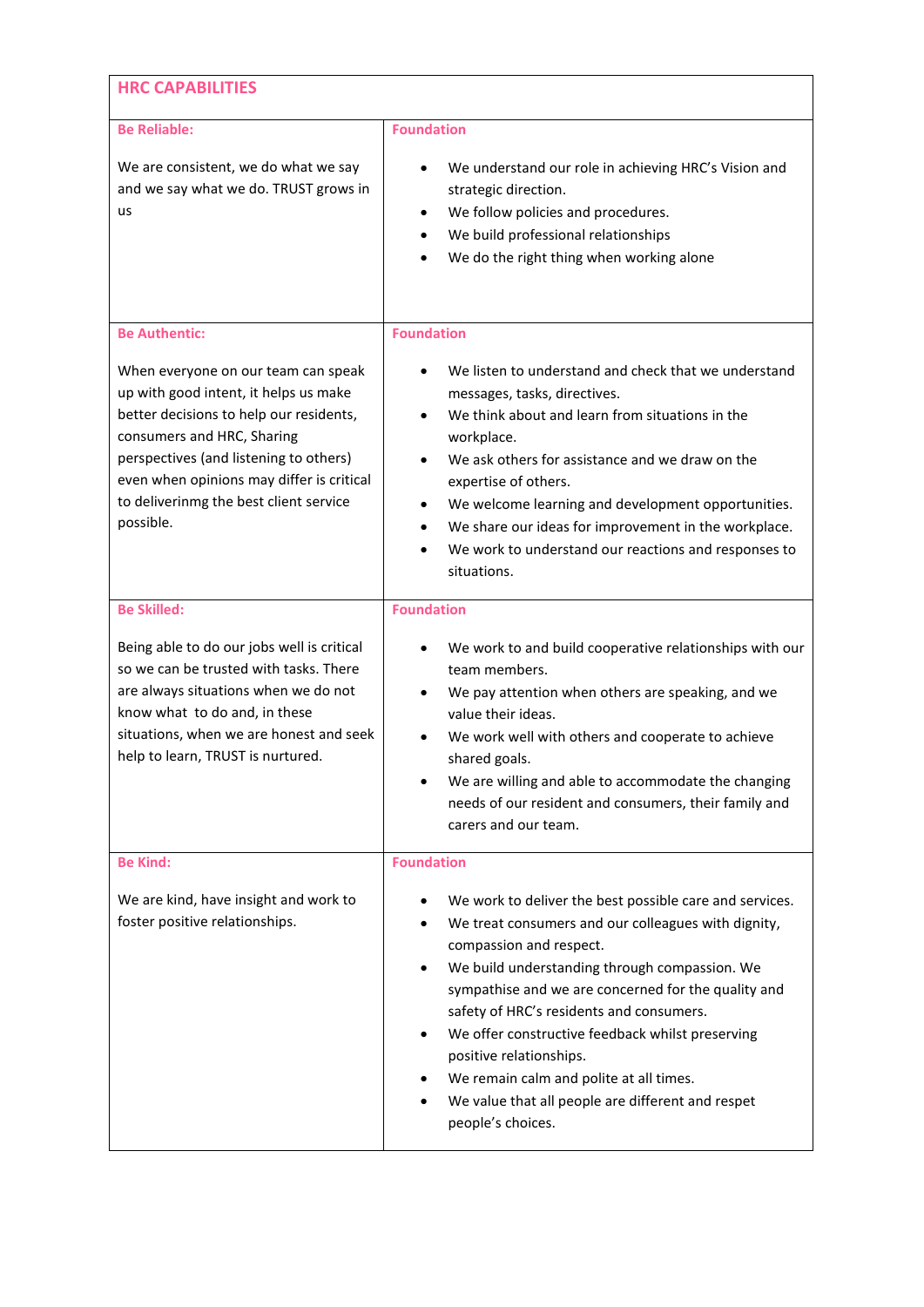| HRC CAPABILITIES | |
|---|---|
| **Be Reliable:**<br><br>We are consistent, we do what we say and we say what we do. TRUST grows in us | **Foundation**<br><br>• We understand our role in achieving HRC's Vision and strategic direction.<br>• We follow policies and procedures.<br>• We build professional relationships<br>• We do the right thing when working alone |
| **Be Authentic:**<br><br>When everyone on our team can speak up with good intent, it helps us make better decisions to help our residents, consumers and HRC, Sharing perspectives (and listening to others) even when opinions may differ is critical to deliverinmg the best client service possible. | **Foundation**<br><br>• We listen to understand and check that we understand messages, tasks, directives.<br>• We think about and learn from situations in the workplace.<br>• We ask others for assistance and we draw on the expertise of others.<br>• We welcome learning and development opportunities.<br>• We share our ideas for improvement in the workplace.<br>• We work to understand our reactions and responses to situations. |
| **Be Skilled:**<br><br>Being able to do our jobs well is critical so we can be trusted with tasks. There are always situations when we do not know what to do and, in these situations, when we are honest and seek help to learn, TRUST is nurtured. | **Foundation**<br><br>• We work to and build cooperative relationships with our team members.<br>• We pay attention when others are speaking, and we value their ideas.<br>• We work well with others and cooperate to achieve shared goals.<br>• We are willing and able to accommodate the changing needs of our resident and consumers, their family and carers and our team. |
| **Be Kind:**<br><br>We are kind, have insight and work to foster positive relationships. | **Foundation**<br><br>• We work to deliver the best possible care and services.<br>• We treat consumers and our colleagues with dignity, compassion and respect.<br>• We build understanding through compassion. We sympathise and we are concerned for the quality and safety of HRC's residents and consumers.<br>• We offer constructive feedback whilst preserving positive relationships.<br>• We remain calm and polite at all times.<br>• We value that all people are different and respet people's choices. |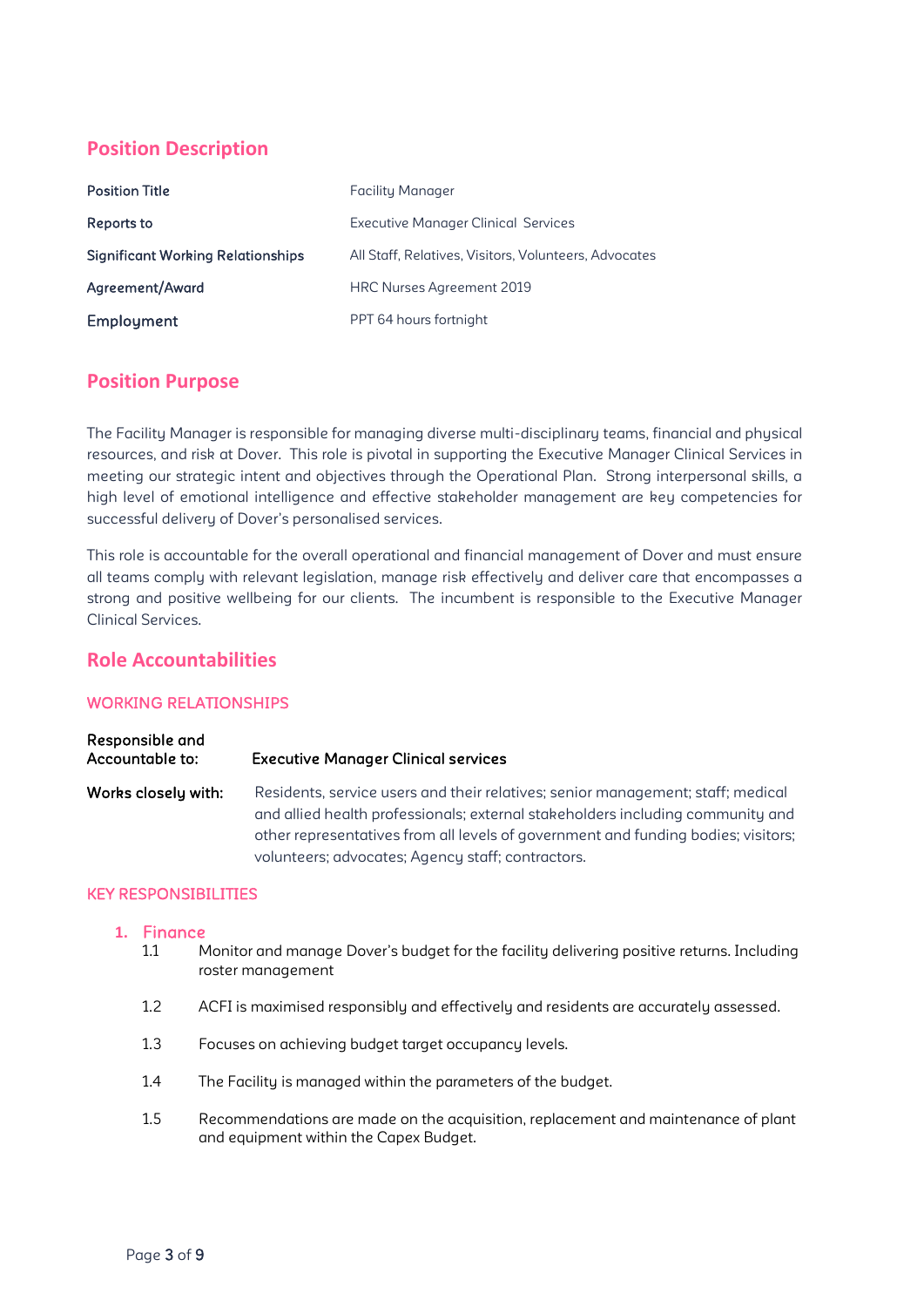## Position Description

| | |
|---|---|
| **Position Title** | Facility Manager |
| **Reports to** | Executive Manager Clinical Services |
| **Significant Working Relationships** | All Staff, Relatives, Visitors, Volunteers, Advocates |
| **Agreement/Award** | HRC Nurses Agreement 2019 |
| **Employment** | PPT 64 hours fortnight |

## Position Purpose

The Facility Manager is responsible for managing diverse multi-disciplinary teams, financial and physical resources, and risk at Dover. This role is pivotal in supporting the Executive Manager Clinical Services in meeting our strategic intent and objectives through the Operational Plan. Strong interpersonal skills, a high level of emotional intelligence and effective stakeholder management are key competencies for successful delivery of Dover's personalised services.

This role is accountable for the overall operational and financial management of Dover and must ensure all teams comply with relevant legislation, manage risk effectively and deliver care that encompasses a strong and positive wellbeing for our clients. The incumbent is responsible to the Executive Manager Clinical Services.

## Role Accountabilities

### WORKING RELATIONSHIPS

| | |
|---|---|
| **Responsible and Accountable to:** | **Executive Manager Clinical services** |
| **Works closely with:** | Residents, service users and their relatives; senior management; staff; medical and allied health professionals; external stakeholders including community and other representatives from all levels of government and funding bodies; visitors; volunteers; advocates; Agency staff; contractors. |

### KEY RESPONSIBILITIES

1. **Finance**

   1.1 Monitor and manage Dover's budget for the facility delivering positive returns. Including roster management

   1.2 ACFI is maximised responsibly and effectively and residents are accurately assessed.

   1.3 Focuses on achieving budget target occupancy levels.

   1.4 The Facility is managed within the parameters of the budget.

   1.5 Recommendations are made on the acquisition, replacement and maintenance of plant and equipment within the Capex Budget.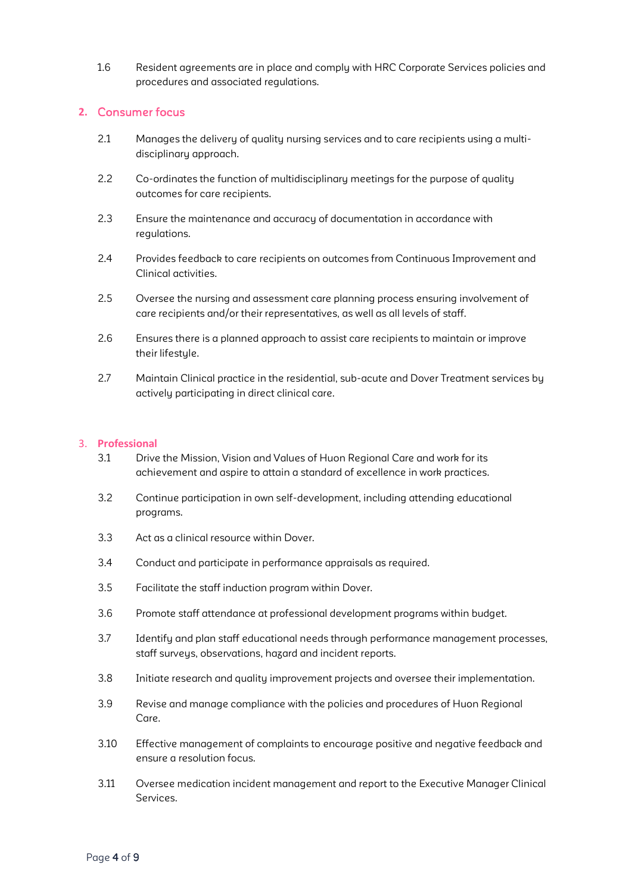1.6 Resident agreements are in place and comply with HRC Corporate Services policies and procedures and associated regulations.

## 2. Consumer focus

2.1 Manages the delivery of quality nursing services and to care recipients using a multi-disciplinary approach.

2.2 Co-ordinates the function of multidisciplinary meetings for the purpose of quality outcomes for care recipients.

2.3 Ensure the maintenance and accuracy of documentation in accordance with regulations.

2.4 Provides feedback to care recipients on outcomes from Continuous Improvement and Clinical activities.

2.5 Oversee the nursing and assessment care planning process ensuring involvement of care recipients and/or their representatives, as well as all levels of staff.

2.6 Ensures there is a planned approach to assist care recipients to maintain or improve their lifestyle.

2.7 Maintain Clinical practice in the residential, sub-acute and Dover Treatment services by actively participating in direct clinical care.

## 3. Professional

3.1 Drive the Mission, Vision and Values of Huon Regional Care and work for its achievement and aspire to attain a standard of excellence in work practices.

3.2 Continue participation in own self-development, including attending educational programs.

3.3 Act as a clinical resource within Dover.

3.4 Conduct and participate in performance appraisals as required.

3.5 Facilitate the staff induction program within Dover.

3.6 Promote staff attendance at professional development programs within budget.

3.7 Identify and plan staff educational needs through performance management processes, staff surveys, observations, hazard and incident reports.

3.8 Initiate research and quality improvement projects and oversee their implementation.

3.9 Revise and manage compliance with the policies and procedures of Huon Regional Care.

3.10 Effective management of complaints to encourage positive and negative feedback and ensure a resolution focus.

3.11 Oversee medication incident management and report to the Executive Manager Clinical Services.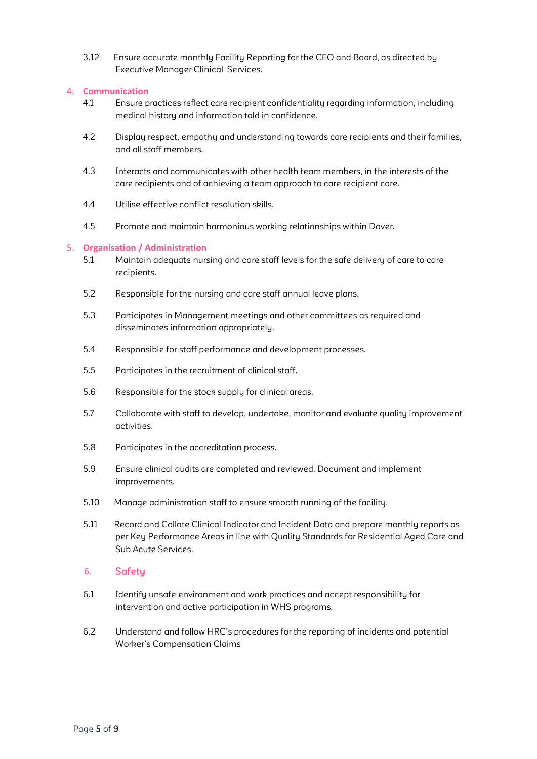3.12 Ensure accurate monthly Facility Reporting for the CEO and Board, as directed by Executive Manager Clinical Services.

## 4. Communication

4.1 Ensure practices reflect care recipient confidentiality regarding information, including medical history and information told in confidence.

4.2 Display respect, empathy and understanding towards care recipients and their families, and all staff members.

4.3 Interacts and communicates with other health team members, in the interests of the care recipients and of achieving a team approach to care recipient care.

4.4 Utilise effective conflict resolution skills.

4.5 Promote and maintain harmonious working relationships within Dover.

## 5. Organisation / Administration

5.1 Maintain adequate nursing and care staff levels for the safe delivery of care to care recipients.

5.2 Responsible for the nursing and care staff annual leave plans.

5.3 Participates in Management meetings and other committees as required and disseminates information appropriately.

5.4 Responsible for staff performance and development processes.

5.5 Participates in the recruitment of clinical staff.

5.6 Responsible for the stock supply for clinical areas.

5.7 Collaborate with staff to develop, undertake, monitor and evaluate quality improvement activities.

5.8 Participates in the accreditation process.

5.9 Ensure clinical audits are completed and reviewed. Document and implement improvements.

5.10 Manage administration staff to ensure smooth running of the facility.

5.11 Record and Collate Clinical Indicator and Incident Data and prepare monthly reports as per Key Performance Areas in line with Quality Standards for Residential Aged Care and Sub Acute Services.

## 6. Safety

6.1 Identify unsafe environment and work practices and accept responsibility for intervention and active participation in WHS programs.

6.2 Understand and follow HRC's procedures for the reporting of incidents and potential Worker's Compensation Claims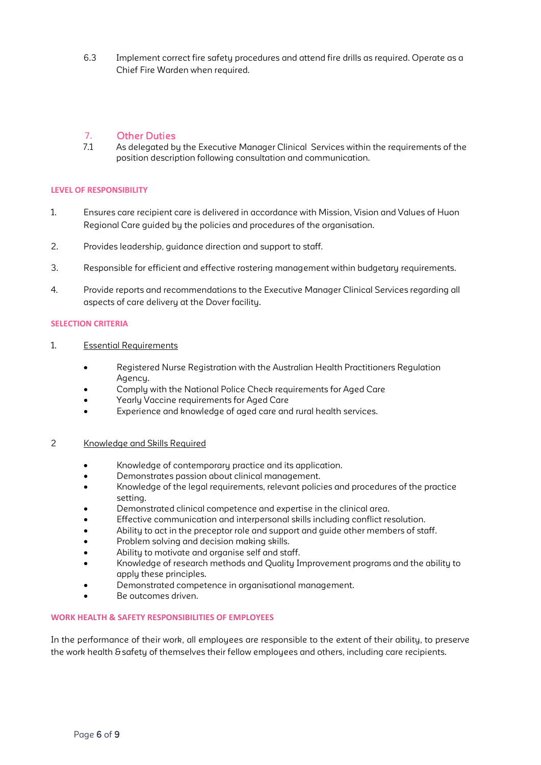6.3 Implement correct fire safety procedures and attend fire drills as required. Operate as a Chief Fire Warden when required.

## 7. Other Duties

7.1 As delegated by the Executive Manager Clinical Services within the requirements of the position description following consultation and communication.

### LEVEL OF RESPONSIBILITY

1. Ensures care recipient care is delivered in accordance with Mission, Vision and Values of Huon Regional Care guided by the policies and procedures of the organisation.
2. Provides leadership, guidance direction and support to staff.
3. Responsible for efficient and effective rostering management within budgetary requirements.
4. Provide reports and recommendations to the Executive Manager Clinical Services regarding all aspects of care delivery at the Dover facility.

### SELECTION CRITERIA

1. Essential Requirements

   - Registered Nurse Registration with the Australian Health Practitioners Regulation Agency.
   - Comply with the National Police Check requirements for Aged Care
   - Yearly Vaccine requirements for Aged Care
   - Experience and knowledge of aged care and rural health services.

2. Knowledge and Skills Required

   - Knowledge of contemporary practice and its application.
   - Demonstrates passion about clinical management.
   - Knowledge of the legal requirements, relevant policies and procedures of the practice setting.
   - Demonstrated clinical competence and expertise in the clinical area.
   - Effective communication and interpersonal skills including conflict resolution.
   - Ability to act in the preceptor role and support and guide other members of staff.
   - Problem solving and decision making skills.
   - Ability to motivate and organise self and staff.
   - Knowledge of research methods and Quality Improvement programs and the ability to apply these principles.
   - Demonstrated competence in organisational management.
   - Be outcomes driven.

### WORK HEALTH & SAFETY RESPONSIBILITIES OF EMPLOYEES

In the performance of their work, all employees are responsible to the extent of their ability, to preserve the work health & safety of themselves their fellow employees and others, including care recipients.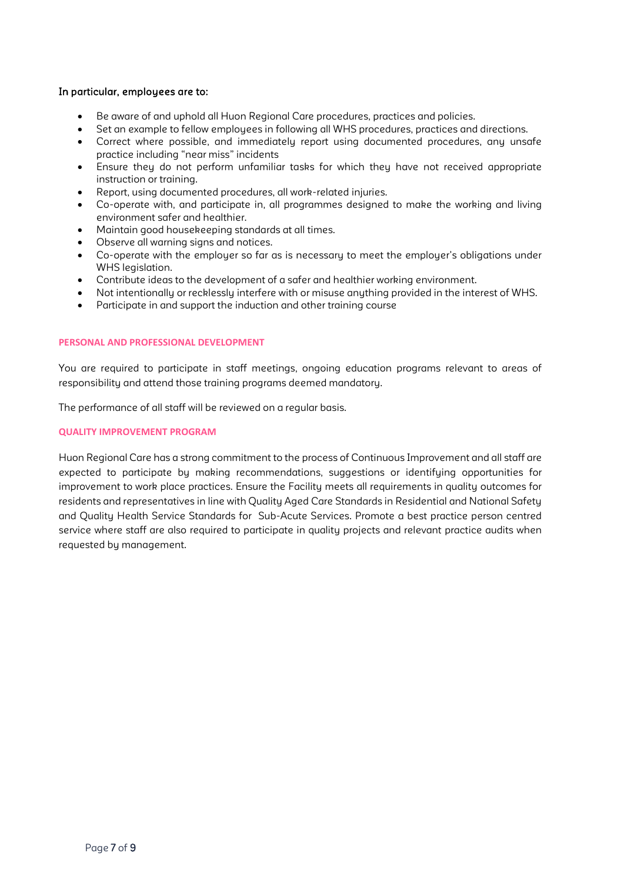**In particular, employees are to:**

- Be aware of and uphold all Huon Regional Care procedures, practices and policies.
- Set an example to fellow employees in following all WHS procedures, practices and directions.
- Correct where possible, and immediately report using documented procedures, any unsafe practice including "near miss" incidents
- Ensure they do not perform unfamiliar tasks for which they have not received appropriate instruction or training.
- Report, using documented procedures, all work-related injuries.
- Co-operate with, and participate in, all programmes designed to make the working and living environment safer and healthier.
- Maintain good housekeeping standards at all times.
- Observe all warning signs and notices.
- Co-operate with the employer so far as is necessary to meet the employer's obligations under WHS legislation.
- Contribute ideas to the development of a safer and healthier working environment.
- Not intentionally or recklessly interfere with or misuse anything provided in the interest of WHS.
- Participate in and support the induction and other training course

## PERSONAL AND PROFESSIONAL DEVELOPMENT

You are required to participate in staff meetings, ongoing education programs relevant to areas of responsibility and attend those training programs deemed mandatory.

The performance of all staff will be reviewed on a regular basis.

## QUALITY IMPROVEMENT PROGRAM

Huon Regional Care has a strong commitment to the process of Continuous Improvement and all staff are expected to participate by making recommendations, suggestions or identifying opportunities for improvement to work place practices. Ensure the Facility meets all requirements in quality outcomes for residents and representatives in line with Quality Aged Care Standards in Residential and National Safety and Quality Health Service Standards for Sub-Acute Services. Promote a best practice person centred service where staff are also required to participate in quality projects and relevant practice audits when requested by management.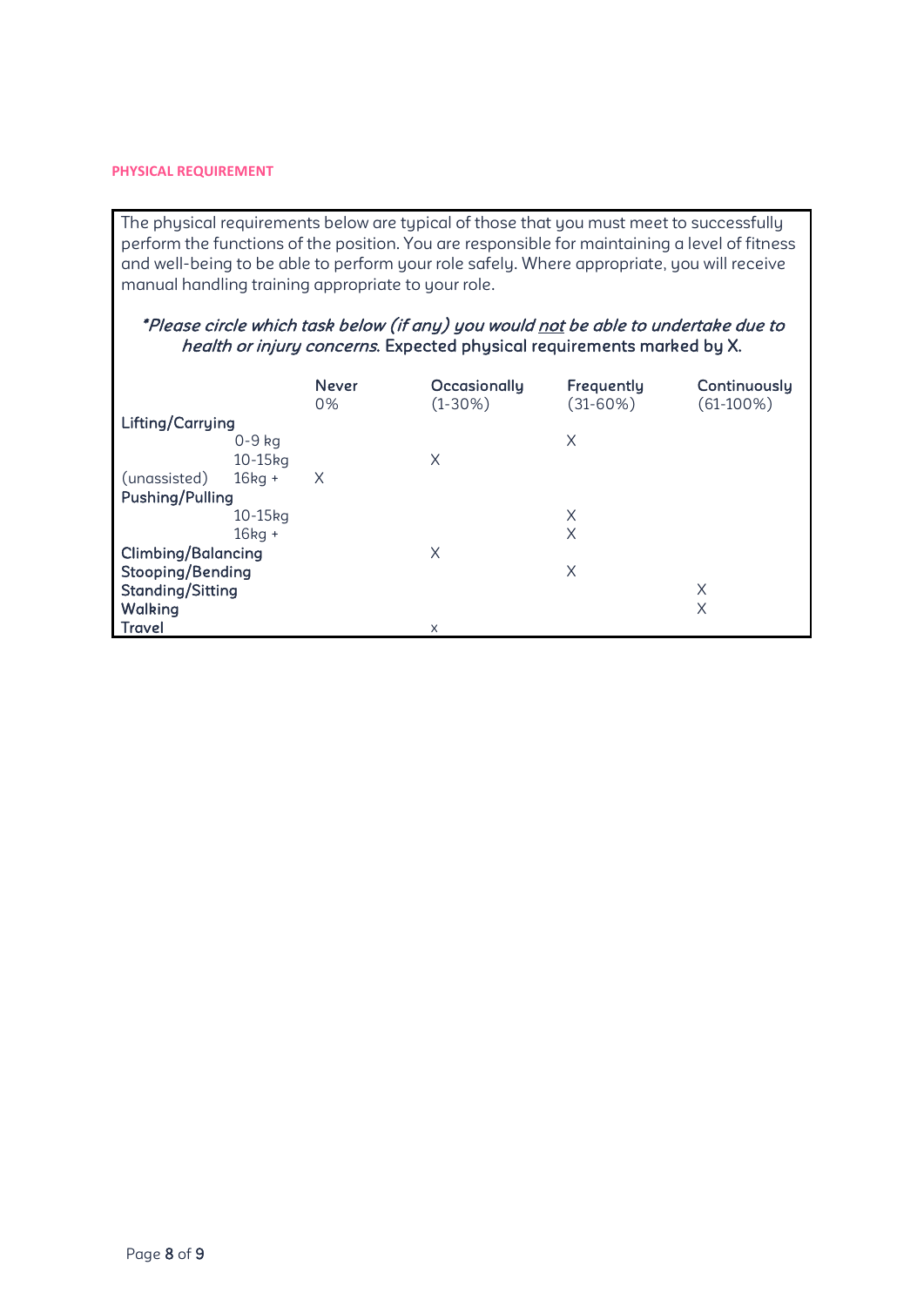#### PHYSICAL REQUIREMENT

The physical requirements below are typical of those that you must meet to successfully perform the functions of the position. You are responsible for maintaining a level of fitness and well-being to be able to perform your role safely. Where appropriate, you will receive manual handling training appropriate to your role.

*\*Please circle which task below (if any) you would* ***not*** *be able to undertake due to health or injury concerns.* **Expected physical requirements marked by X.**

| | | Never 0% | Occasionally (1-30%) | Frequently (31-60%) | Continuously (61-100%) |
|---|---|---|---|---|---|
| **Lifting/Carrying** | | | | | |
| | 0-9 kg | | | X | |
| | 10-15kg | | X | | |
| (unassisted) | 16kg + | X | | | |
| **Pushing/Pulling** | | | | | |
| | 10-15kg | | | X | |
| | 16kg + | | | X | |
| **Climbing/Balancing** | | | X | | |
| **Stooping/Bending** | | | | X | |
| **Standing/Sitting** | | | | | X |
| **Walking** | | | | | X |
| **Travel** | | | x | | |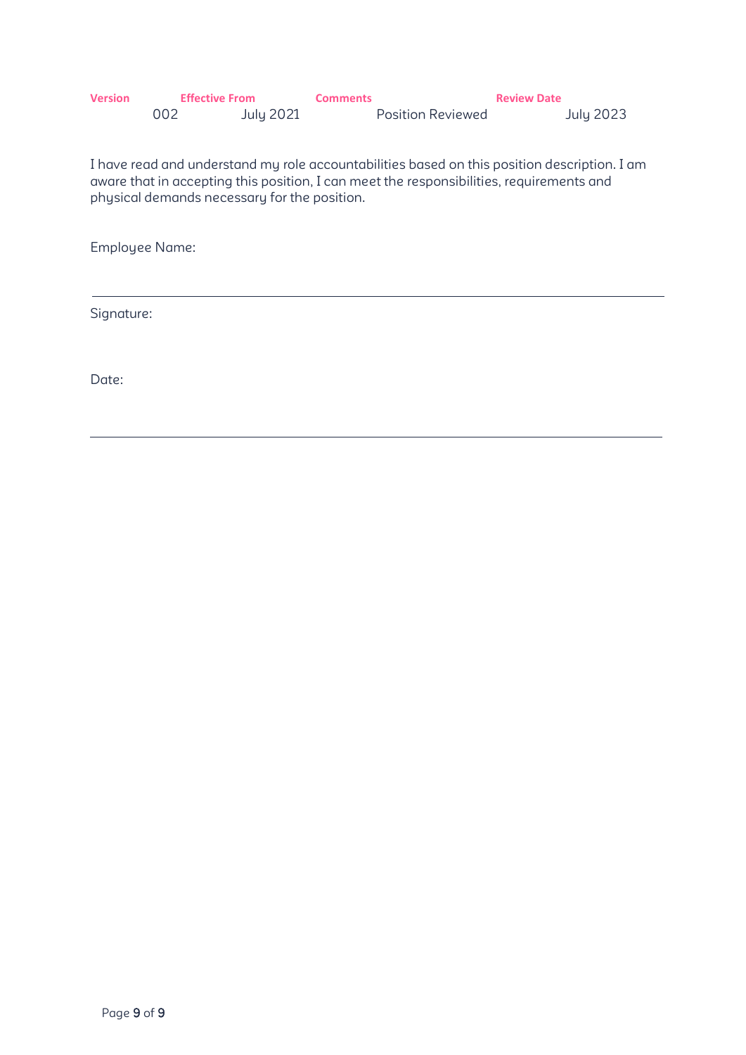| Version | Effective From | Comments | Review Date |
| --- | --- | --- | --- |
| 002 | July 2021 | Position Reviewed | July 2023 |

I have read and understand my role accountabilities based on this position description. I am aware that in accepting this position, I can meet the responsibilities, requirements and physical demands necessary for the position.

Employee Name:

Signature:

Date: